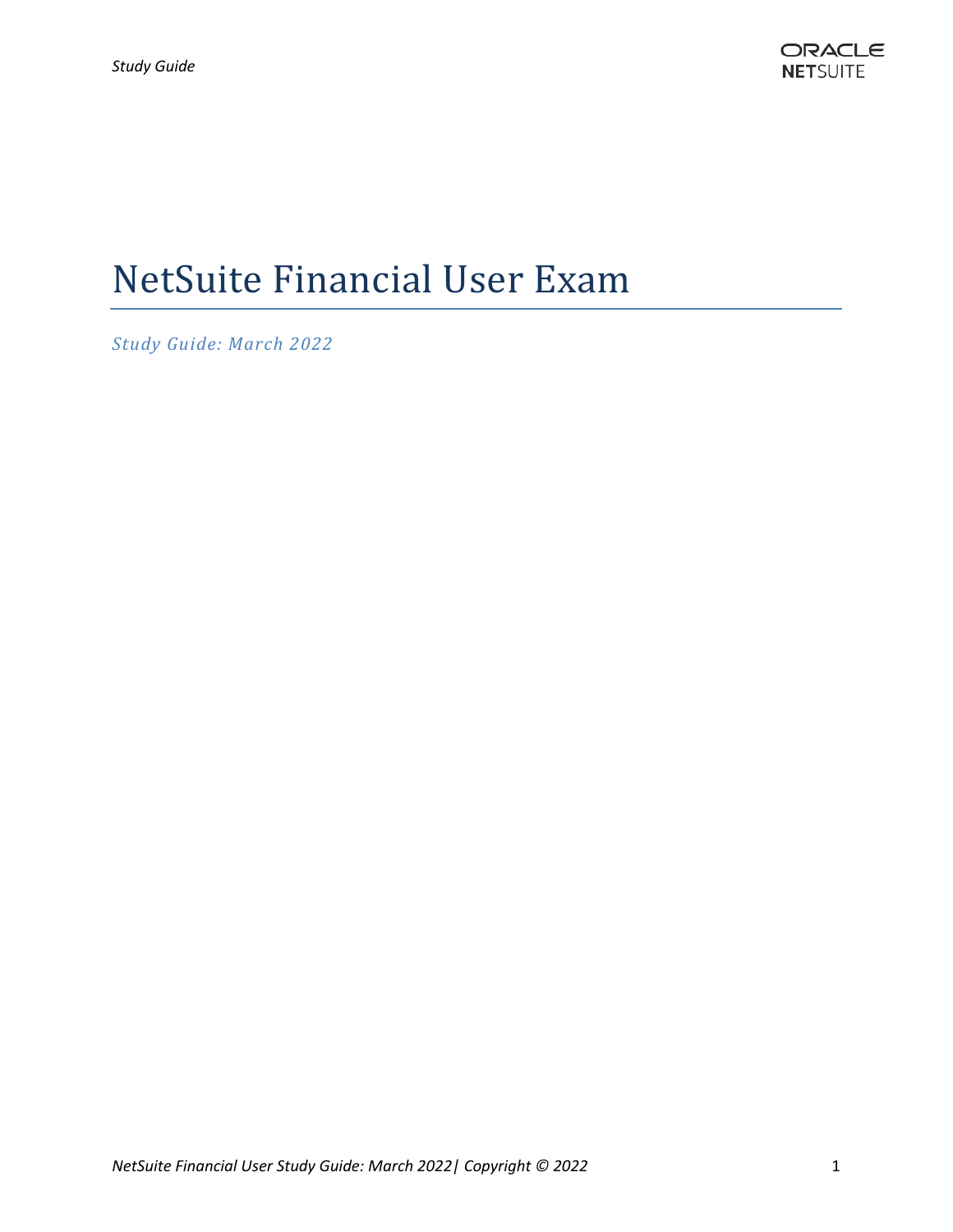# NetSuite Financial User Exam

*Study Guide: March 2022*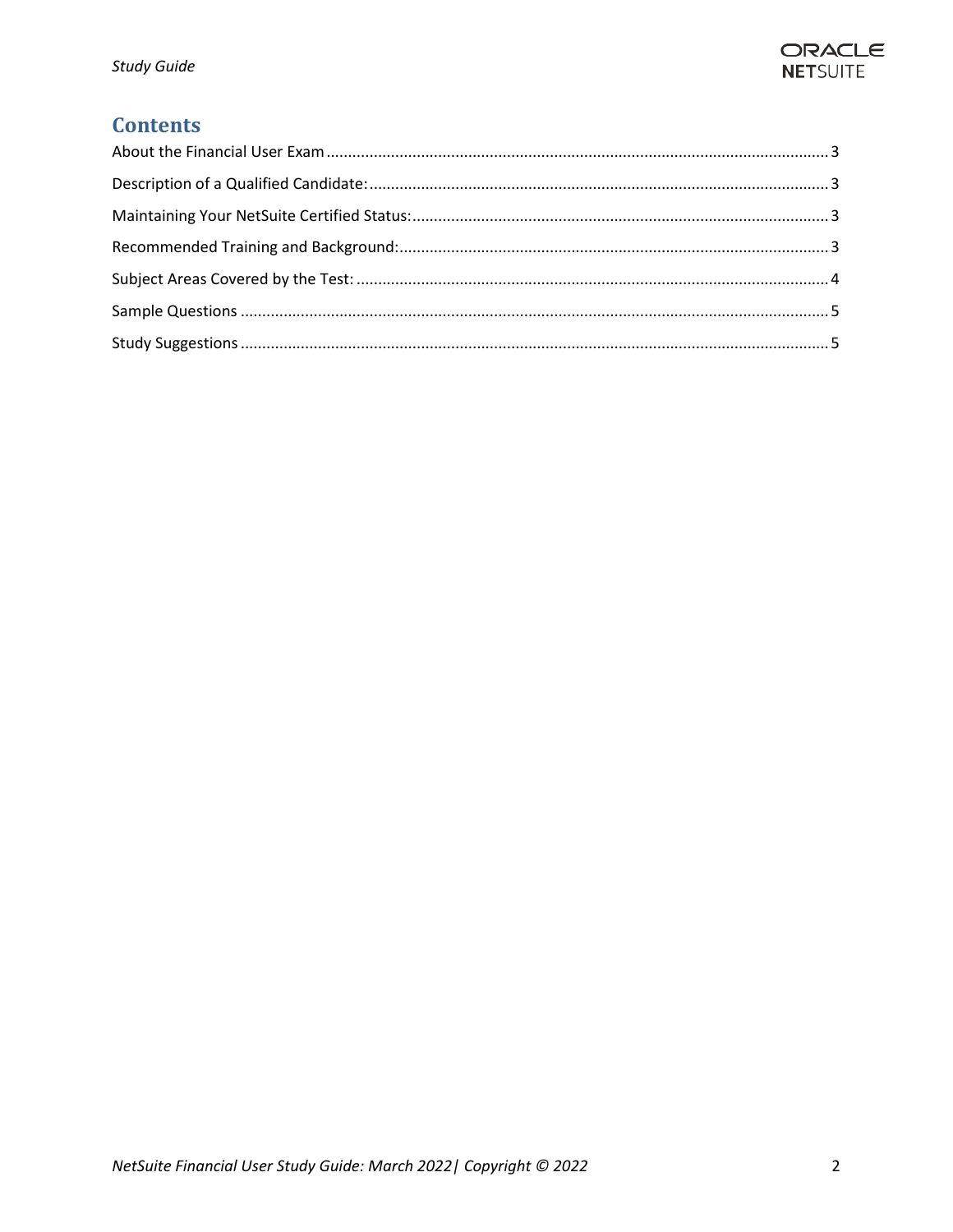# Contents

About the Financial User Exam .................................................................................................................... 3

Description of a Qualified Candidate: .......................................................................................................... 3

Maintaining Your NetSuite Certified Status: ................................................................................................ 3

Recommended Training and Background: ................................................................................................... 3

Subject Areas Covered by the Test: ............................................................................................................. 4

Sample Questions ....................................................................................................................................... 5

Study Suggestions ....................................................................................................................................... 5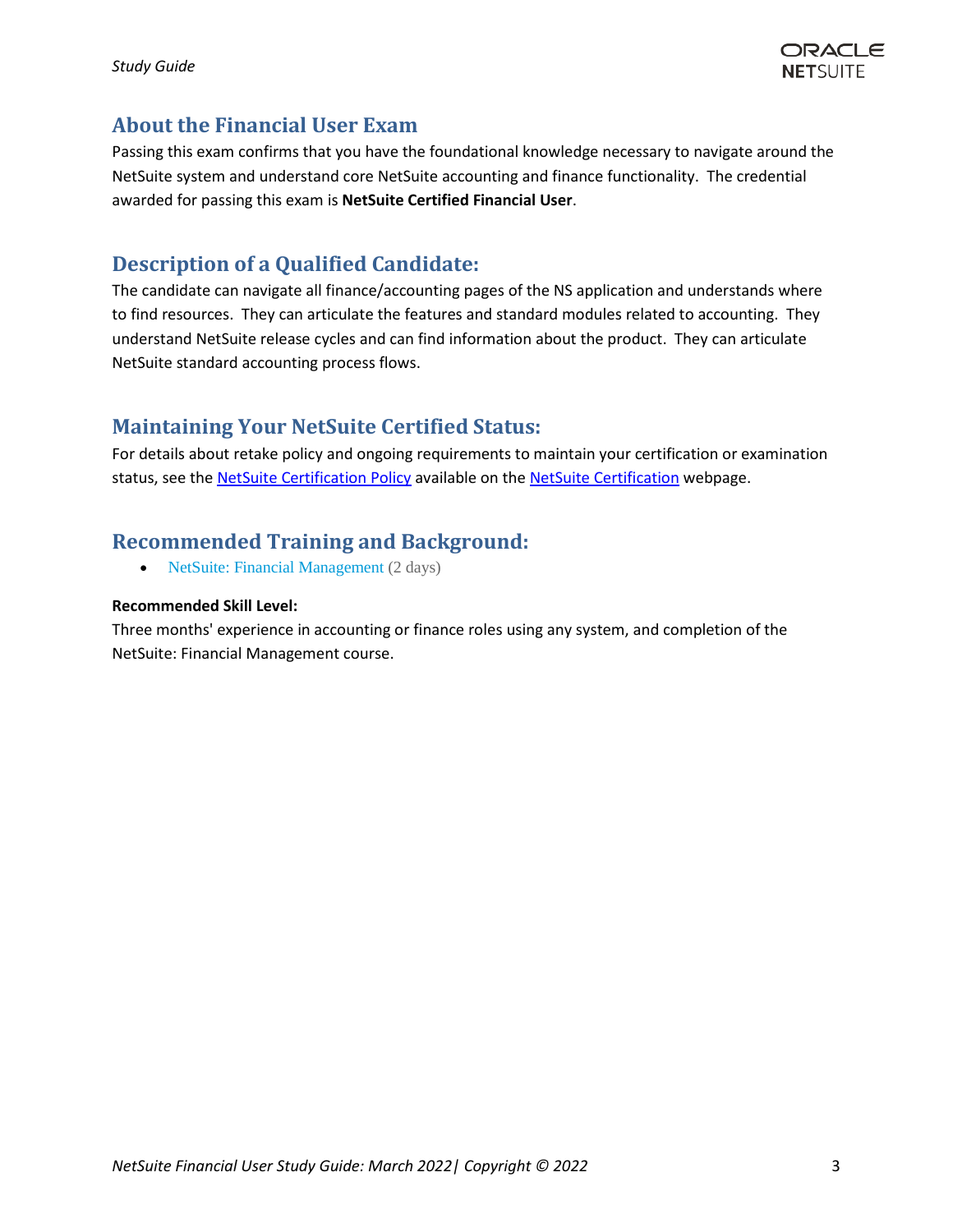## About the Financial User Exam

Passing this exam confirms that you have the foundational knowledge necessary to navigate around the NetSuite system and understand core NetSuite accounting and finance functionality. The credential awarded for passing this exam is **NetSuite Certified Financial User**.

## Description of a Qualified Candidate:

The candidate can navigate all finance/accounting pages of the NS application and understands where to find resources. They can articulate the features and standard modules related to accounting. They understand NetSuite release cycles and can find information about the product. They can articulate NetSuite standard accounting process flows.

## Maintaining Your NetSuite Certified Status:

For details about retake policy and ongoing requirements to maintain your certification or examination status, see the NetSuite Certification Policy available on the NetSuite Certification webpage.

## Recommended Training and Background:

- NetSuite: Financial Management (2 days)

**Recommended Skill Level:**

Three months' experience in accounting or finance roles using any system, and completion of the NetSuite: Financial Management course.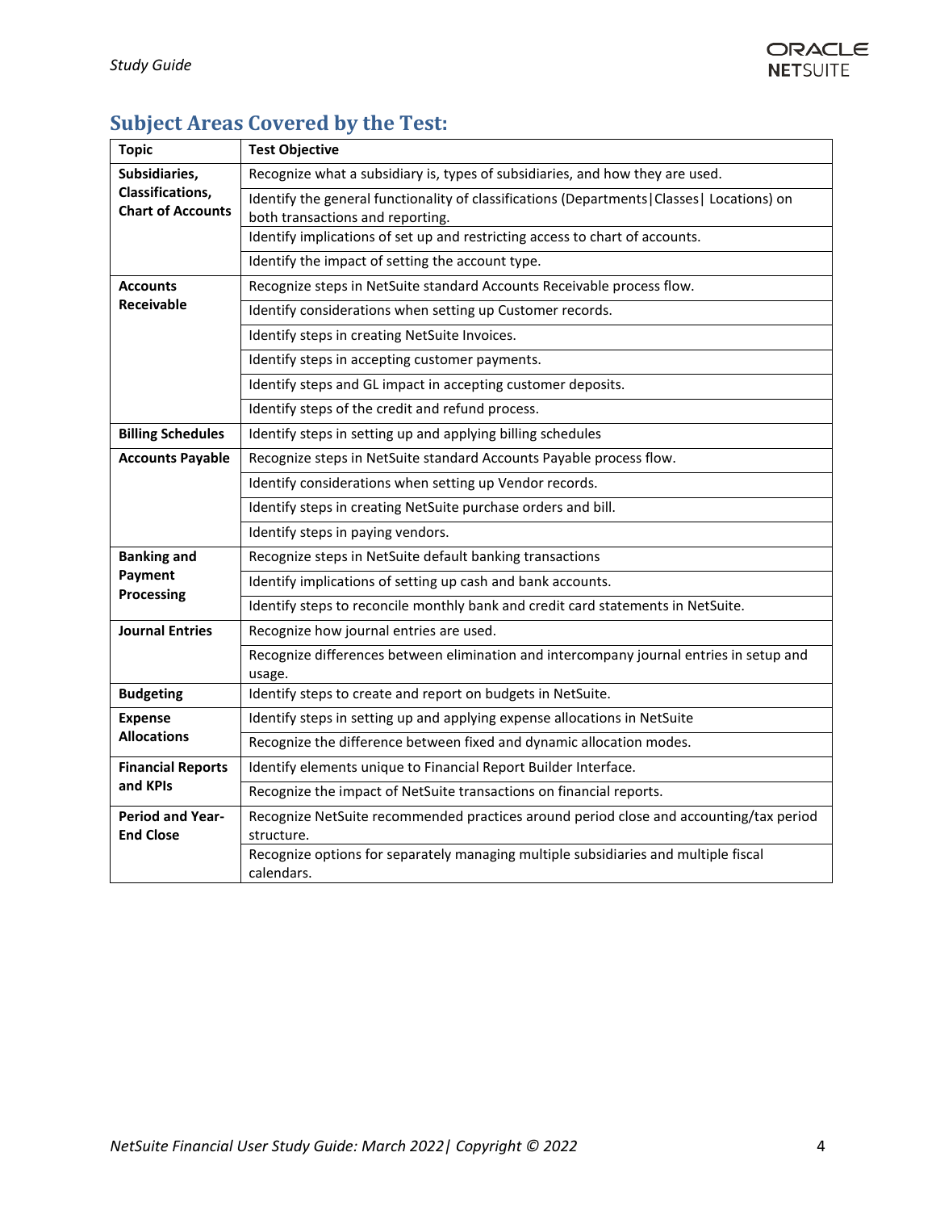## Subject Areas Covered by the Test:

| Topic | Test Objective |
| --- | --- |
| **Subsidiaries, Classifications, Chart of Accounts** | Recognize what a subsidiary is, types of subsidiaries, and how they are used. |
| | Identify the general functionality of classifications (Departments\|Classes\| Locations) on both transactions and reporting. |
| | Identify implications of set up and restricting access to chart of accounts. |
| | Identify the impact of setting the account type. |
| **Accounts Receivable** | Recognize steps in NetSuite standard Accounts Receivable process flow. |
| | Identify considerations when setting up Customer records. |
| | Identify steps in creating NetSuite Invoices. |
| | Identify steps in accepting customer payments. |
| | Identify steps and GL impact in accepting customer deposits. |
| | Identify steps of the credit and refund process. |
| **Billing Schedules** | Identify steps in setting up and applying billing schedules |
| **Accounts Payable** | Recognize steps in NetSuite standard Accounts Payable process flow. |
| | Identify considerations when setting up Vendor records. |
| | Identify steps in creating NetSuite purchase orders and bill. |
| | Identify steps in paying vendors. |
| **Banking and Payment Processing** | Recognize steps in NetSuite default banking transactions |
| | Identify implications of setting up cash and bank accounts. |
| | Identify steps to reconcile monthly bank and credit card statements in NetSuite. |
| **Journal Entries** | Recognize how journal entries are used. |
| | Recognize differences between elimination and intercompany journal entries in setup and usage. |
| **Budgeting** | Identify steps to create and report on budgets in NetSuite. |
| **Expense Allocations** | Identify steps in setting up and applying expense allocations in NetSuite |
| | Recognize the difference between fixed and dynamic allocation modes. |
| **Financial Reports and KPIs** | Identify elements unique to Financial Report Builder Interface. |
| | Recognize the impact of NetSuite transactions on financial reports. |
| **Period and Year-End Close** | Recognize NetSuite recommended practices around period close and accounting/tax period structure. |
| | Recognize options for separately managing multiple subsidiaries and multiple fiscal calendars. |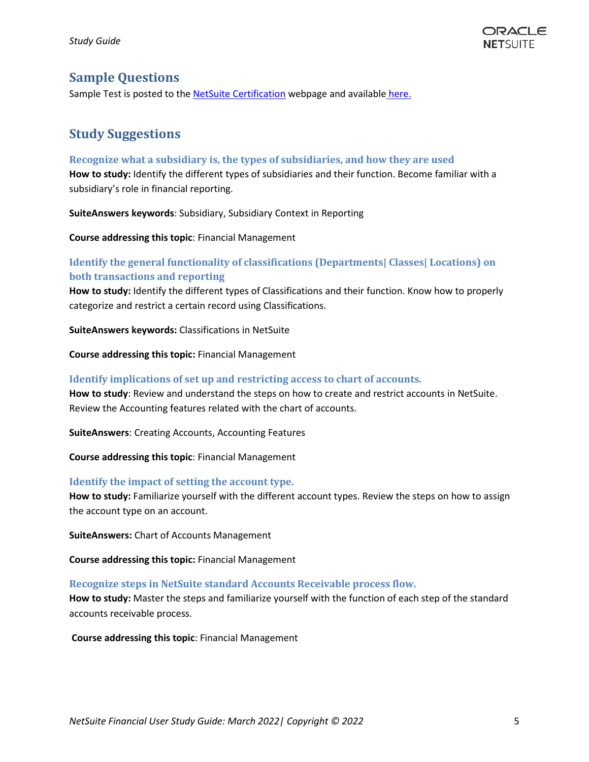## Sample Questions

Sample Test is posted to the [NetSuite Certification]() webpage and available [here.]()

## Study Suggestions

### Recognize what a subsidiary is, the types of subsidiaries, and how they are used

**How to study:** Identify the different types of subsidiaries and their function. Become familiar with a subsidiary's role in financial reporting.

**SuiteAnswers keywords**: Subsidiary, Subsidiary Context in Reporting

**Course addressing this topic**: Financial Management

### Identify the general functionality of classifications (Departments| Classes| Locations) on both transactions and reporting

**How to study:** Identify the different types of Classifications and their function. Know how to properly categorize and restrict a certain record using Classifications.

**SuiteAnswers keywords:** Classifications in NetSuite

**Course addressing this topic:** Financial Management

### Identify implications of set up and restricting access to chart of accounts.

**How to study**: Review and understand the steps on how to create and restrict accounts in NetSuite. Review the Accounting features related with the chart of accounts.

**SuiteAnswers**: Creating Accounts, Accounting Features

**Course addressing this topic**: Financial Management

### Identify the impact of setting the account type.

**How to study:** Familiarize yourself with the different account types. Review the steps on how to assign the account type on an account.

**SuiteAnswers:** Chart of Accounts Management

**Course addressing this topic:** Financial Management

### Recognize steps in NetSuite standard Accounts Receivable process flow.

**How to study:** Master the steps and familiarize yourself with the function of each step of the standard accounts receivable process.

**Course addressing this topic**: Financial Management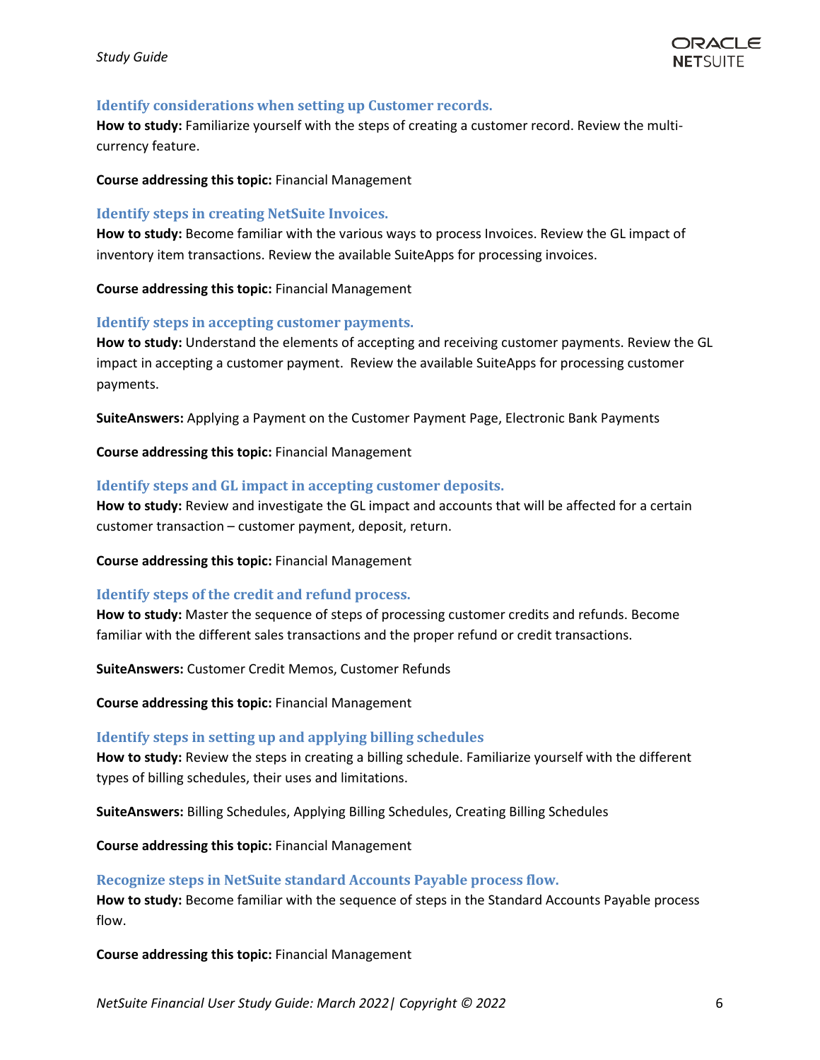### Identify considerations when setting up Customer records.

**How to study:** Familiarize yourself with the steps of creating a customer record. Review the multi-currency feature.

**Course addressing this topic:** Financial Management

### Identify steps in creating NetSuite Invoices.

**How to study:** Become familiar with the various ways to process Invoices. Review the GL impact of inventory item transactions. Review the available SuiteApps for processing invoices.

**Course addressing this topic:** Financial Management

### Identify steps in accepting customer payments.

**How to study:** Understand the elements of accepting and receiving customer payments. Review the GL impact in accepting a customer payment. Review the available SuiteApps for processing customer payments.

**SuiteAnswers:** Applying a Payment on the Customer Payment Page, Electronic Bank Payments

**Course addressing this topic:** Financial Management

### Identify steps and GL impact in accepting customer deposits.

**How to study:** Review and investigate the GL impact and accounts that will be affected for a certain customer transaction – customer payment, deposit, return.

**Course addressing this topic:** Financial Management

### Identify steps of the credit and refund process.

**How to study:** Master the sequence of steps of processing customer credits and refunds. Become familiar with the different sales transactions and the proper refund or credit transactions.

**SuiteAnswers:** Customer Credit Memos, Customer Refunds

**Course addressing this topic:** Financial Management

### Identify steps in setting up and applying billing schedules

**How to study:** Review the steps in creating a billing schedule. Familiarize yourself with the different types of billing schedules, their uses and limitations.

**SuiteAnswers:** Billing Schedules, Applying Billing Schedules, Creating Billing Schedules

**Course addressing this topic:** Financial Management

### Recognize steps in NetSuite standard Accounts Payable process flow.

**How to study:** Become familiar with the sequence of steps in the Standard Accounts Payable process flow.

**Course addressing this topic:** Financial Management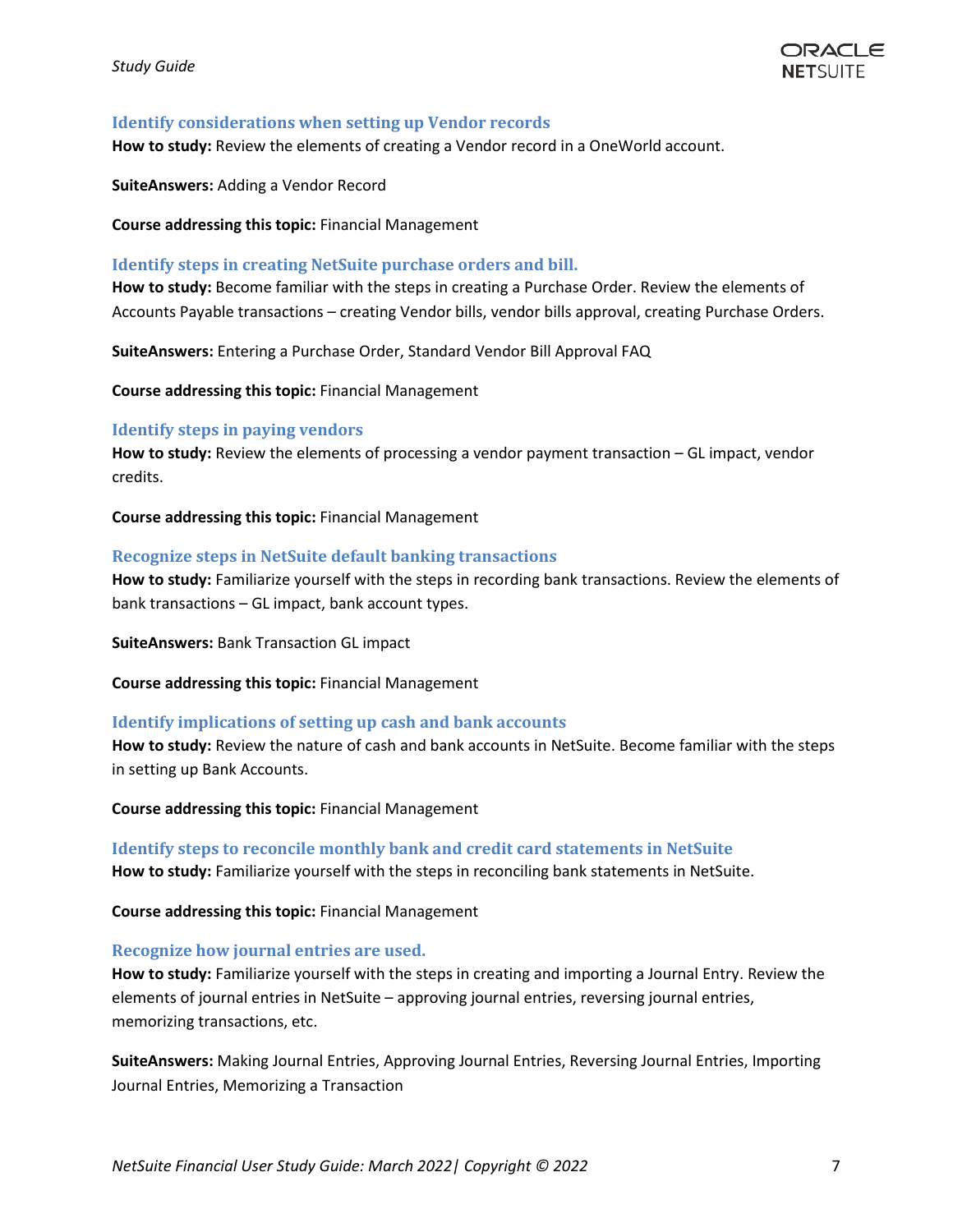### Identify considerations when setting up Vendor records

**How to study:** Review the elements of creating a Vendor record in a OneWorld account.

**SuiteAnswers:** Adding a Vendor Record

**Course addressing this topic:** Financial Management

### Identify steps in creating NetSuite purchase orders and bill.

**How to study:** Become familiar with the steps in creating a Purchase Order. Review the elements of Accounts Payable transactions – creating Vendor bills, vendor bills approval, creating Purchase Orders.

**SuiteAnswers:** Entering a Purchase Order, Standard Vendor Bill Approval FAQ

**Course addressing this topic:** Financial Management

### Identify steps in paying vendors

**How to study:** Review the elements of processing a vendor payment transaction – GL impact, vendor credits.

**Course addressing this topic:** Financial Management

### Recognize steps in NetSuite default banking transactions

**How to study:** Familiarize yourself with the steps in recording bank transactions. Review the elements of bank transactions – GL impact, bank account types.

**SuiteAnswers:** Bank Transaction GL impact

**Course addressing this topic:** Financial Management

### Identify implications of setting up cash and bank accounts

**How to study:** Review the nature of cash and bank accounts in NetSuite. Become familiar with the steps in setting up Bank Accounts.

**Course addressing this topic:** Financial Management

### Identify steps to reconcile monthly bank and credit card statements in NetSuite

**How to study:** Familiarize yourself with the steps in reconciling bank statements in NetSuite.

**Course addressing this topic:** Financial Management

### Recognize how journal entries are used.

**How to study:** Familiarize yourself with the steps in creating and importing a Journal Entry. Review the elements of journal entries in NetSuite – approving journal entries, reversing journal entries, memorizing transactions, etc.

**SuiteAnswers:** Making Journal Entries, Approving Journal Entries, Reversing Journal Entries, Importing Journal Entries, Memorizing a Transaction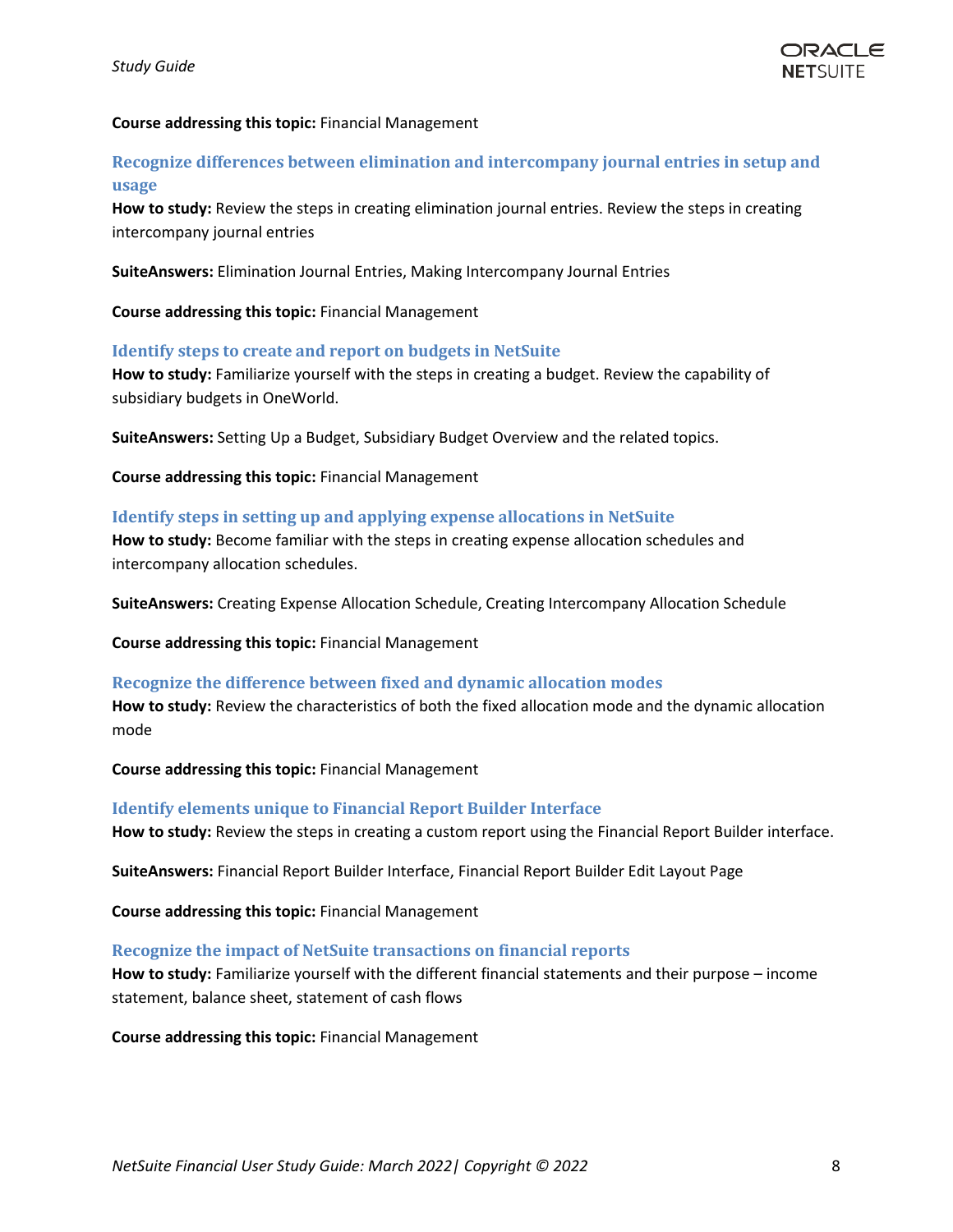**Course addressing this topic:** Financial Management

### Recognize differences between elimination and intercompany journal entries in setup and usage

**How to study:** Review the steps in creating elimination journal entries. Review the steps in creating intercompany journal entries

**SuiteAnswers:** Elimination Journal Entries, Making Intercompany Journal Entries

**Course addressing this topic:** Financial Management

### Identify steps to create and report on budgets in NetSuite

**How to study:** Familiarize yourself with the steps in creating a budget. Review the capability of subsidiary budgets in OneWorld.

**SuiteAnswers:** Setting Up a Budget, Subsidiary Budget Overview and the related topics.

**Course addressing this topic:** Financial Management

### Identify steps in setting up and applying expense allocations in NetSuite

**How to study:** Become familiar with the steps in creating expense allocation schedules and intercompany allocation schedules.

**SuiteAnswers:** Creating Expense Allocation Schedule, Creating Intercompany Allocation Schedule

**Course addressing this topic:** Financial Management

### Recognize the difference between fixed and dynamic allocation modes

**How to study:** Review the characteristics of both the fixed allocation mode and the dynamic allocation mode

**Course addressing this topic:** Financial Management

### Identify elements unique to Financial Report Builder Interface

**How to study:** Review the steps in creating a custom report using the Financial Report Builder interface.

**SuiteAnswers:** Financial Report Builder Interface, Financial Report Builder Edit Layout Page

**Course addressing this topic:** Financial Management

### Recognize the impact of NetSuite transactions on financial reports

**How to study:** Familiarize yourself with the different financial statements and their purpose – income statement, balance sheet, statement of cash flows

**Course addressing this topic:** Financial Management